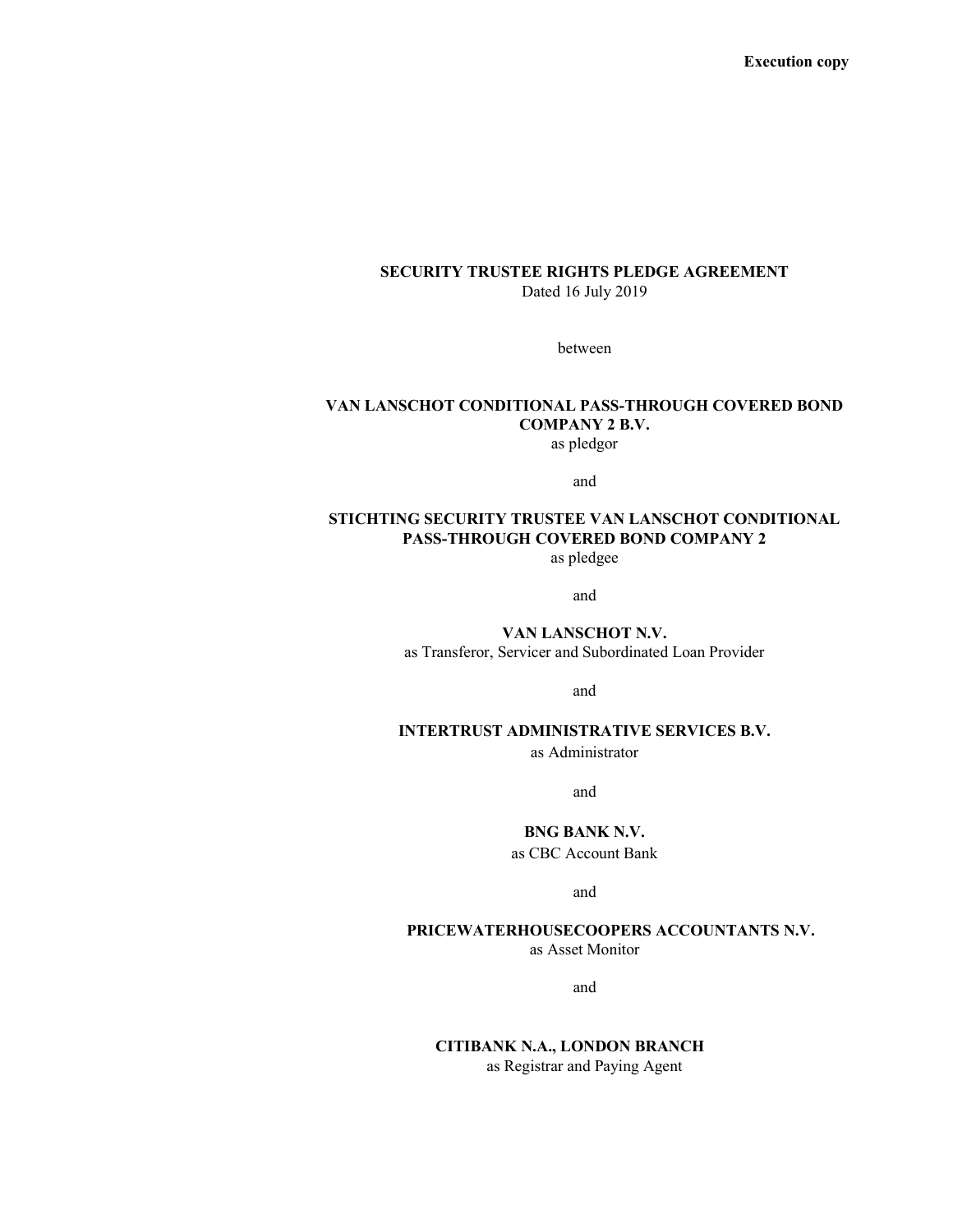**Execution copy**

**SECURITY TRUSTEE RIGHTS PLEDGE AGREEMENT**
Dated 16 July 2019

between

**VAN LANSCHOT CONDITIONAL PASS-THROUGH COVERED BOND COMPANY 2 B.V.**
as pledgor

and

**STICHTING SECURITY TRUSTEE VAN LANSCHOT CONDITIONAL PASS-THROUGH COVERED BOND COMPANY 2**
as pledgee

and

**VAN LANSCHOT N.V.**
as Transferor, Servicer and Subordinated Loan Provider

and

**INTERTRUST ADMINISTRATIVE SERVICES B.V.**
as Administrator

and

**BNG BANK N.V.**
as CBC Account Bank

and

**PRICEWATERHOUSECOOPERS ACCOUNTANTS N.V.**
as Asset Monitor

and

**CITIBANK N.A., LONDON BRANCH**
as Registrar and Paying Agent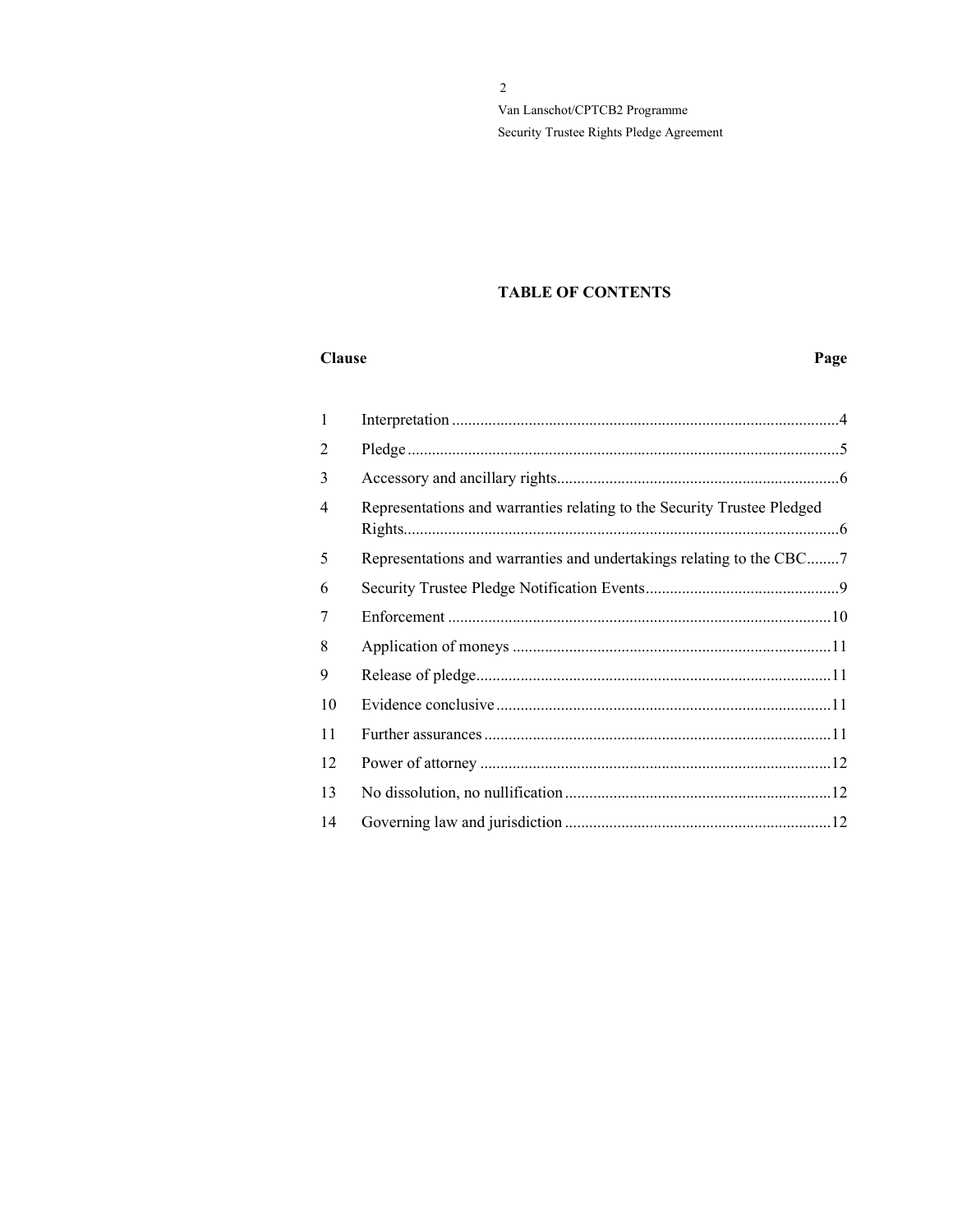## TABLE OF CONTENTS

| Clause | | Page |
|---|---|---|
| 1 | Interpretation | 4 |
| 2 | Pledge | 5 |
| 3 | Accessory and ancillary rights | 6 |
| 4 | Representations and warranties relating to the Security Trustee Pledged Rights | 6 |
| 5 | Representations and warranties and undertakings relating to the CBC | 7 |
| 6 | Security Trustee Pledge Notification Events | 9 |
| 7 | Enforcement | 10 |
| 8 | Application of moneys | 11 |
| 9 | Release of pledge | 11 |
| 10 | Evidence conclusive | 11 |
| 11 | Further assurances | 11 |
| 12 | Power of attorney | 12 |
| 13 | No dissolution, no nullification | 12 |
| 14 | Governing law and jurisdiction | 12 |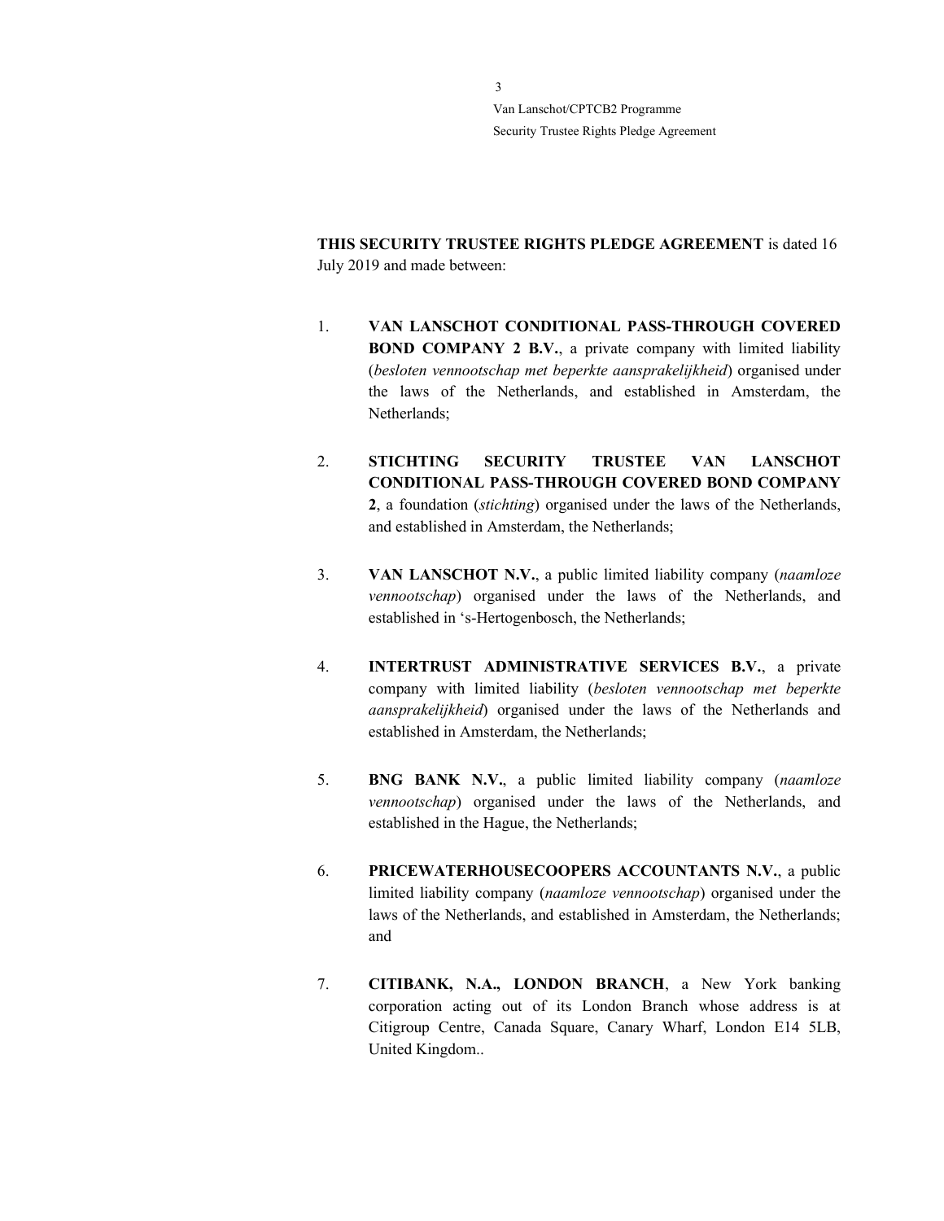**THIS SECURITY TRUSTEE RIGHTS PLEDGE AGREEMENT** is dated 16 July 2019 and made between:

1. **VAN LANSCHOT CONDITIONAL PASS-THROUGH COVERED BOND COMPANY 2 B.V.**, a private company with limited liability (*besloten vennootschap met beperkte aansprakelijkheid*) organised under the laws of the Netherlands, and established in Amsterdam, the Netherlands;

2. **STICHTING SECURITY TRUSTEE VAN LANSCHOT CONDITIONAL PASS-THROUGH COVERED BOND COMPANY 2**, a foundation (*stichting*) organised under the laws of the Netherlands, and established in Amsterdam, the Netherlands;

3. **VAN LANSCHOT N.V.**, a public limited liability company (*naamloze vennootschap*) organised under the laws of the Netherlands, and established in 's-Hertogenbosch, the Netherlands;

4. **INTERTRUST ADMINISTRATIVE SERVICES B.V.**, a private company with limited liability (*besloten vennootschap met beperkte aansprakelijkheid*) organised under the laws of the Netherlands and established in Amsterdam, the Netherlands;

5. **BNG BANK N.V.**, a public limited liability company (*naamloze vennootschap*) organised under the laws of the Netherlands, and established in the Hague, the Netherlands;

6. **PRICEWATERHOUSECOOPERS ACCOUNTANTS N.V.**, a public limited liability company (*naamloze vennootschap*) organised under the laws of the Netherlands, and established in Amsterdam, the Netherlands; and

7. **CITIBANK, N.A., LONDON BRANCH**, a New York banking corporation acting out of its London Branch whose address is at Citigroup Centre, Canada Square, Canary Wharf, London E14 5LB, United Kingdom..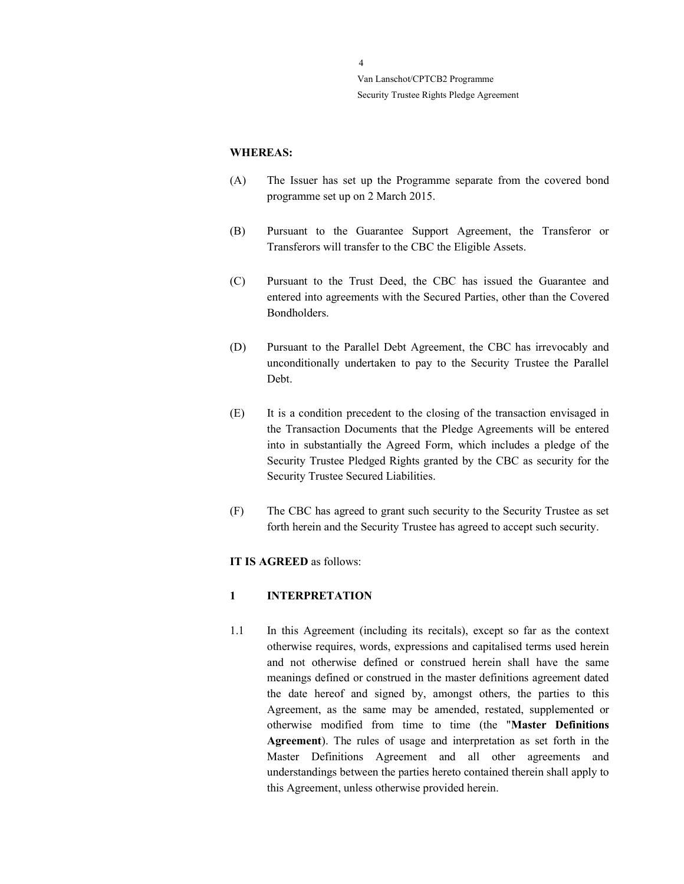**WHEREAS:**

(A) The Issuer has set up the Programme separate from the covered bond programme set up on 2 March 2015.

(B) Pursuant to the Guarantee Support Agreement, the Transferor or Transferors will transfer to the CBC the Eligible Assets.

(C) Pursuant to the Trust Deed, the CBC has issued the Guarantee and entered into agreements with the Secured Parties, other than the Covered Bondholders.

(D) Pursuant to the Parallel Debt Agreement, the CBC has irrevocably and unconditionally undertaken to pay to the Security Trustee the Parallel Debt.

(E) It is a condition precedent to the closing of the transaction envisaged in the Transaction Documents that the Pledge Agreements will be entered into in substantially the Agreed Form, which includes a pledge of the Security Trustee Pledged Rights granted by the CBC as security for the Security Trustee Secured Liabilities.

(F) The CBC has agreed to grant such security to the Security Trustee as set forth herein and the Security Trustee has agreed to accept such security.

**IT IS AGREED** as follows:

## 1 INTERPRETATION

1.1 In this Agreement (including its recitals), except so far as the context otherwise requires, words, expressions and capitalised terms used herein and not otherwise defined or construed herein shall have the same meanings defined or construed in the master definitions agreement dated the date hereof and signed by, amongst others, the parties to this Agreement, as the same may be amended, restated, supplemented or otherwise modified from time to time (the "**Master Definitions Agreement**). The rules of usage and interpretation as set forth in the Master Definitions Agreement and all other agreements and understandings between the parties hereto contained therein shall apply to this Agreement, unless otherwise provided herein.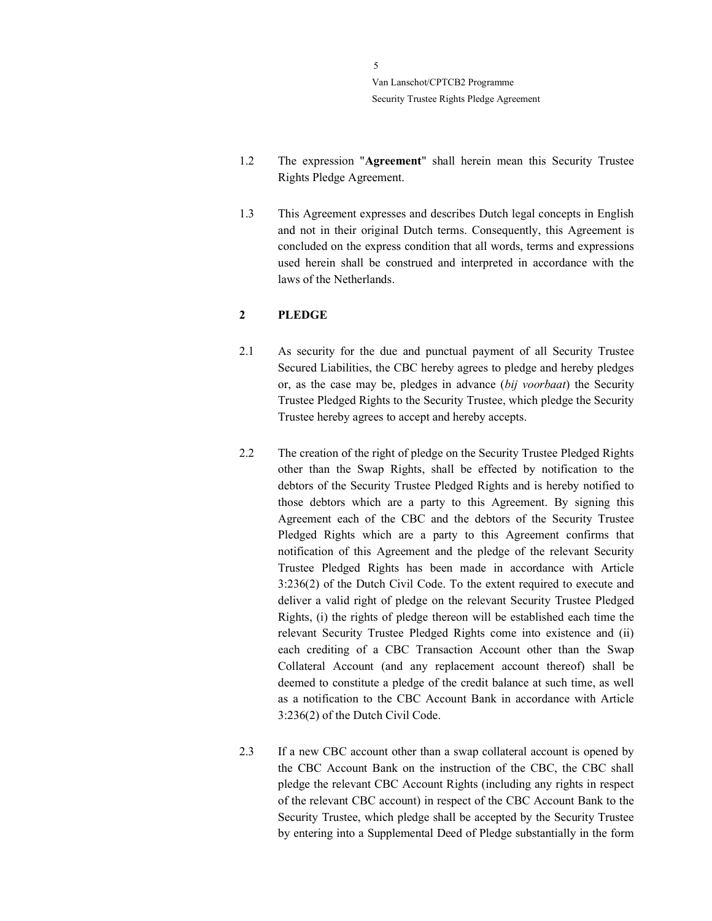1.2 The expression "**Agreement**" shall herein mean this Security Trustee Rights Pledge Agreement.

1.3 This Agreement expresses and describes Dutch legal concepts in English and not in their original Dutch terms. Consequently, this Agreement is concluded on the express condition that all words, terms and expressions used herein shall be construed and interpreted in accordance with the laws of the Netherlands.

## 2 PLEDGE

2.1 As security for the due and punctual payment of all Security Trustee Secured Liabilities, the CBC hereby agrees to pledge and hereby pledges or, as the case may be, pledges in advance (*bij voorbaat*) the Security Trustee Pledged Rights to the Security Trustee, which pledge the Security Trustee hereby agrees to accept and hereby accepts.

2.2 The creation of the right of pledge on the Security Trustee Pledged Rights other than the Swap Rights, shall be effected by notification to the debtors of the Security Trustee Pledged Rights and is hereby notified to those debtors which are a party to this Agreement. By signing this Agreement each of the CBC and the debtors of the Security Trustee Pledged Rights which are a party to this Agreement confirms that notification of this Agreement and the pledge of the relevant Security Trustee Pledged Rights has been made in accordance with Article 3:236(2) of the Dutch Civil Code. To the extent required to execute and deliver a valid right of pledge on the relevant Security Trustee Pledged Rights, (i) the rights of pledge thereon will be established each time the relevant Security Trustee Pledged Rights come into existence and (ii) each crediting of a CBC Transaction Account other than the Swap Collateral Account (and any replacement account thereof) shall be deemed to constitute a pledge of the credit balance at such time, as well as a notification to the CBC Account Bank in accordance with Article 3:236(2) of the Dutch Civil Code.

2.3 If a new CBC account other than a swap collateral account is opened by the CBC Account Bank on the instruction of the CBC, the CBC shall pledge the relevant CBC Account Rights (including any rights in respect of the relevant CBC account) in respect of the CBC Account Bank to the Security Trustee, which pledge shall be accepted by the Security Trustee by entering into a Supplemental Deed of Pledge substantially in the form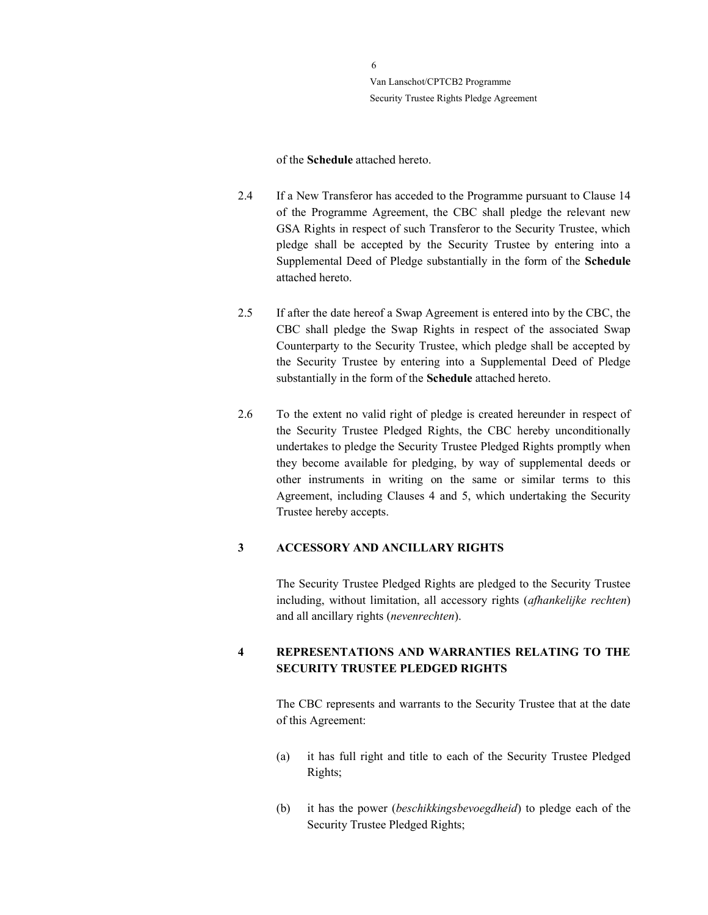of the **Schedule** attached hereto.

2.4 If a New Transferor has acceded to the Programme pursuant to Clause 14 of the Programme Agreement, the CBC shall pledge the relevant new GSA Rights in respect of such Transferor to the Security Trustee, which pledge shall be accepted by the Security Trustee by entering into a Supplemental Deed of Pledge substantially in the form of the **Schedule** attached hereto.

2.5 If after the date hereof a Swap Agreement is entered into by the CBC, the CBC shall pledge the Swap Rights in respect of the associated Swap Counterparty to the Security Trustee, which pledge shall be accepted by the Security Trustee by entering into a Supplemental Deed of Pledge substantially in the form of the **Schedule** attached hereto.

2.6 To the extent no valid right of pledge is created hereunder in respect of the Security Trustee Pledged Rights, the CBC hereby unconditionally undertakes to pledge the Security Trustee Pledged Rights promptly when they become available for pledging, by way of supplemental deeds or other instruments in writing on the same or similar terms to this Agreement, including Clauses 4 and 5, which undertaking the Security Trustee hereby accepts.

## 3 ACCESSORY AND ANCILLARY RIGHTS

The Security Trustee Pledged Rights are pledged to the Security Trustee including, without limitation, all accessory rights (*afhankelijke rechten*) and all ancillary rights (*nevenrechten*).

## 4 REPRESENTATIONS AND WARRANTIES RELATING TO THE SECURITY TRUSTEE PLEDGED RIGHTS

The CBC represents and warrants to the Security Trustee that at the date of this Agreement:

(a) it has full right and title to each of the Security Trustee Pledged Rights;

(b) it has the power (*beschikkingsbevoegdheid*) to pledge each of the Security Trustee Pledged Rights;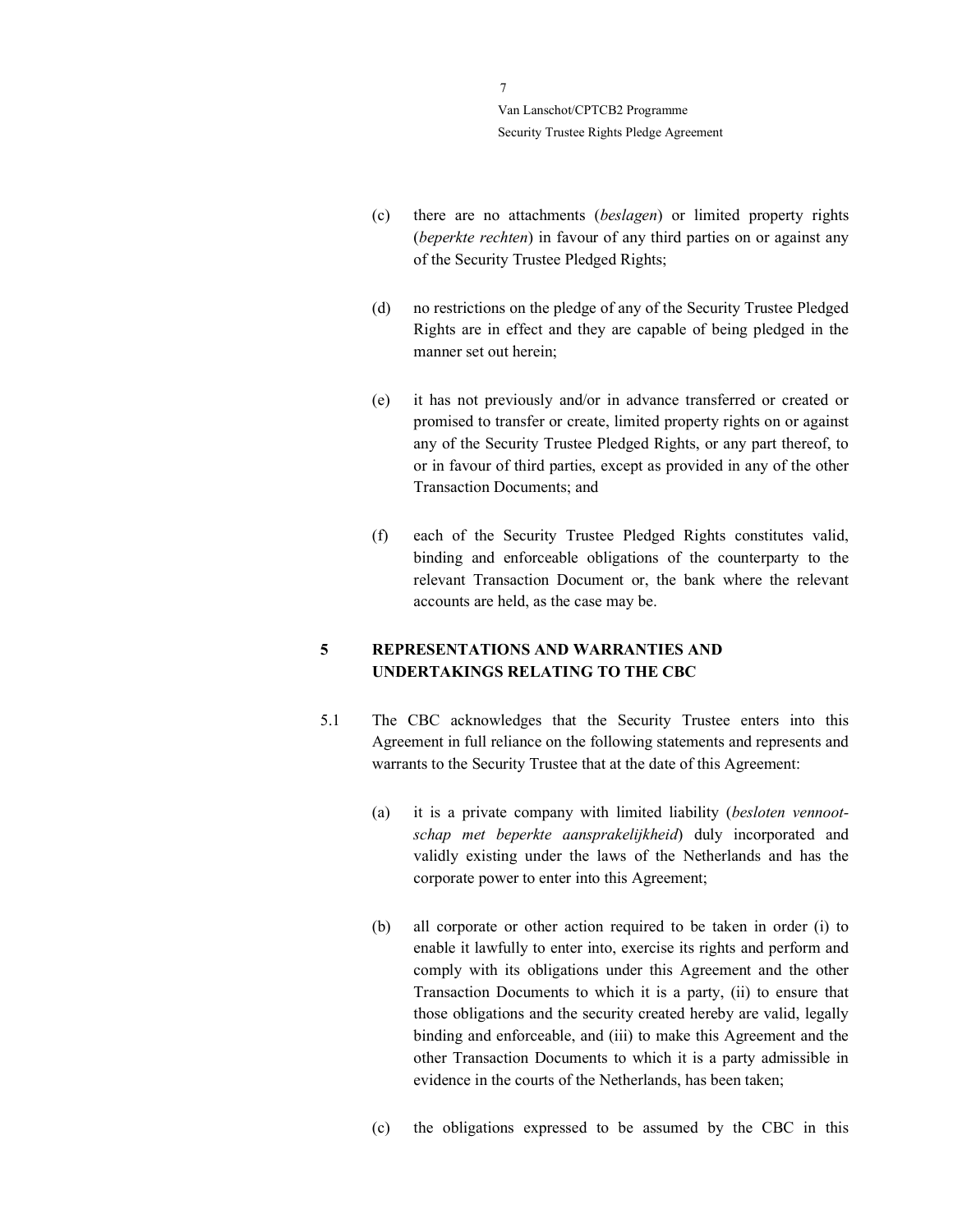(c) there are no attachments (*beslagen*) or limited property rights (*beperkte rechten*) in favour of any third parties on or against any of the Security Trustee Pledged Rights;

(d) no restrictions on the pledge of any of the Security Trustee Pledged Rights are in effect and they are capable of being pledged in the manner set out herein;

(e) it has not previously and/or in advance transferred or created or promised to transfer or create, limited property rights on or against any of the Security Trustee Pledged Rights, or any part thereof, to or in favour of third parties, except as provided in any of the other Transaction Documents; and

(f) each of the Security Trustee Pledged Rights constitutes valid, binding and enforceable obligations of the counterparty to the relevant Transaction Document or, the bank where the relevant accounts are held, as the case may be.

## 5 REPRESENTATIONS AND WARRANTIES AND UNDERTAKINGS RELATING TO THE CBC

5.1 The CBC acknowledges that the Security Trustee enters into this Agreement in full reliance on the following statements and represents and warrants to the Security Trustee that at the date of this Agreement:

(a) it is a private company with limited liability (*besloten vennootschap met beperkte aansprakelijkheid*) duly incorporated and validly existing under the laws of the Netherlands and has the corporate power to enter into this Agreement;

(b) all corporate or other action required to be taken in order (i) to enable it lawfully to enter into, exercise its rights and perform and comply with its obligations under this Agreement and the other Transaction Documents to which it is a party, (ii) to ensure that those obligations and the security created hereby are valid, legally binding and enforceable, and (iii) to make this Agreement and the other Transaction Documents to which it is a party admissible in evidence in the courts of the Netherlands, has been taken;

(c) the obligations expressed to be assumed by the CBC in this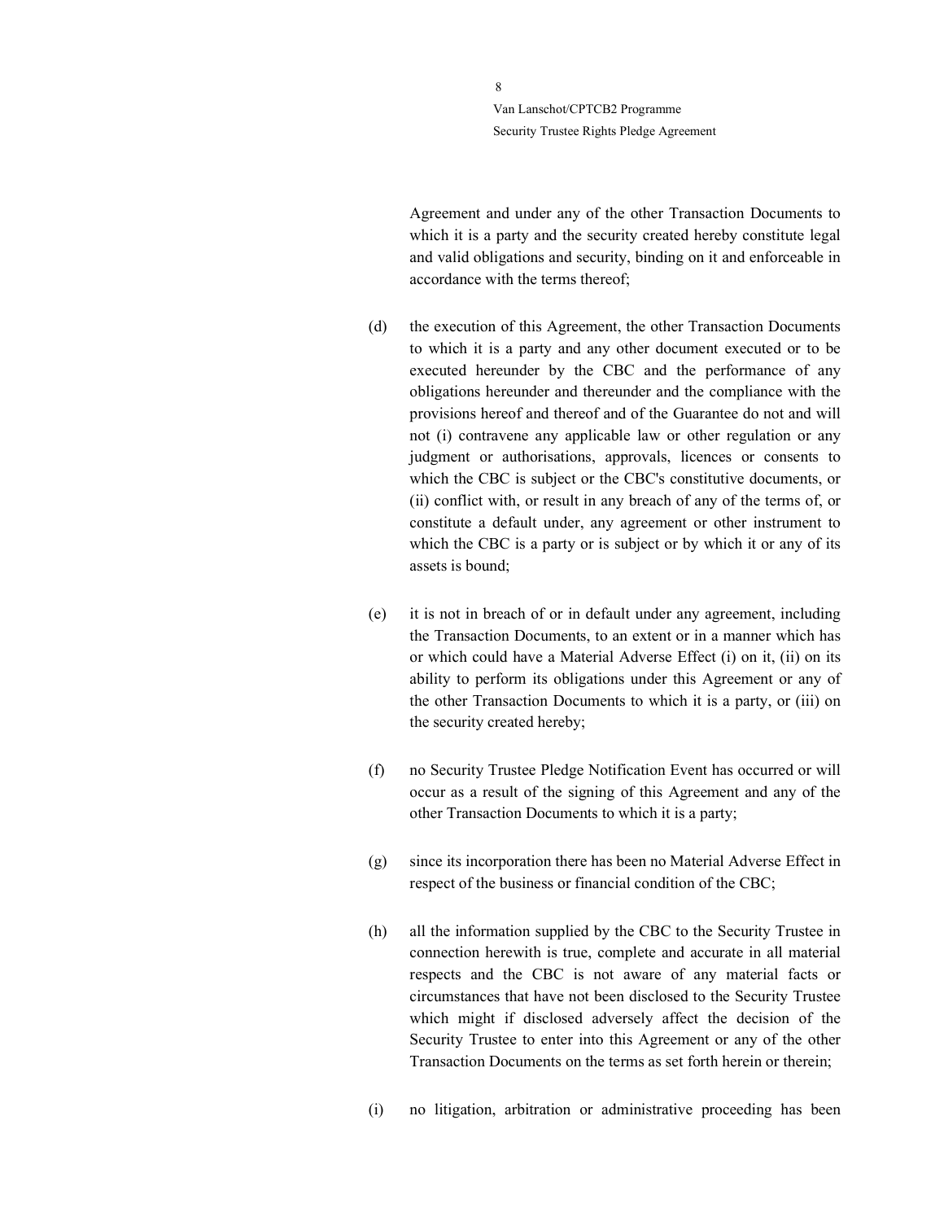Agreement and under any of the other Transaction Documents to which it is a party and the security created hereby constitute legal and valid obligations and security, binding on it and enforceable in accordance with the terms thereof;

(d) the execution of this Agreement, the other Transaction Documents to which it is a party and any other document executed or to be executed hereunder by the CBC and the performance of any obligations hereunder and thereunder and the compliance with the provisions hereof and thereof and of the Guarantee do not and will not (i) contravene any applicable law or other regulation or any judgment or authorisations, approvals, licences or consents to which the CBC is subject or the CBC's constitutive documents, or (ii) conflict with, or result in any breach of any of the terms of, or constitute a default under, any agreement or other instrument to which the CBC is a party or is subject or by which it or any of its assets is bound;

(e) it is not in breach of or in default under any agreement, including the Transaction Documents, to an extent or in a manner which has or which could have a Material Adverse Effect (i) on it, (ii) on its ability to perform its obligations under this Agreement or any of the other Transaction Documents to which it is a party, or (iii) on the security created hereby;

(f) no Security Trustee Pledge Notification Event has occurred or will occur as a result of the signing of this Agreement and any of the other Transaction Documents to which it is a party;

(g) since its incorporation there has been no Material Adverse Effect in respect of the business or financial condition of the CBC;

(h) all the information supplied by the CBC to the Security Trustee in connection herewith is true, complete and accurate in all material respects and the CBC is not aware of any material facts or circumstances that have not been disclosed to the Security Trustee which might if disclosed adversely affect the decision of the Security Trustee to enter into this Agreement or any of the other Transaction Documents on the terms as set forth herein or therein;

(i) no litigation, arbitration or administrative proceeding has been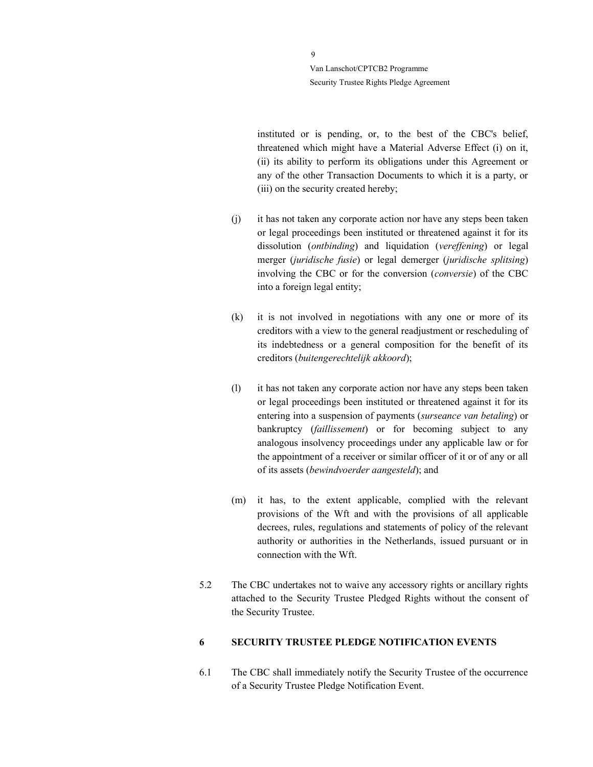instituted or is pending, or, to the best of the CBC's belief, threatened which might have a Material Adverse Effect (i) on it, (ii) its ability to perform its obligations under this Agreement or any of the other Transaction Documents to which it is a party, or (iii) on the security created hereby;

(j) it has not taken any corporate action nor have any steps been taken or legal proceedings been instituted or threatened against it for its dissolution (*ontbinding*) and liquidation (*vereffening*) or legal merger (*juridische fusie*) or legal demerger (*juridische splitsing*) involving the CBC or for the conversion (*conversie*) of the CBC into a foreign legal entity;

(k) it is not involved in negotiations with any one or more of its creditors with a view to the general readjustment or rescheduling of its indebtedness or a general composition for the benefit of its creditors (*buitengerechtelijk akkoord*);

(l) it has not taken any corporate action nor have any steps been taken or legal proceedings been instituted or threatened against it for its entering into a suspension of payments (*surseance van betaling*) or bankruptcy (*faillissement*) or for becoming subject to any analogous insolvency proceedings under any applicable law or for the appointment of a receiver or similar officer of it or of any or all of its assets (*bewindvoerder aangesteld*); and

(m) it has, to the extent applicable, complied with the relevant provisions of the Wft and with the provisions of all applicable decrees, rules, regulations and statements of policy of the relevant authority or authorities in the Netherlands, issued pursuant or in connection with the Wft.

5.2 The CBC undertakes not to waive any accessory rights or ancillary rights attached to the Security Trustee Pledged Rights without the consent of the Security Trustee.

## 6 SECURITY TRUSTEE PLEDGE NOTIFICATION EVENTS

6.1 The CBC shall immediately notify the Security Trustee of the occurrence of a Security Trustee Pledge Notification Event.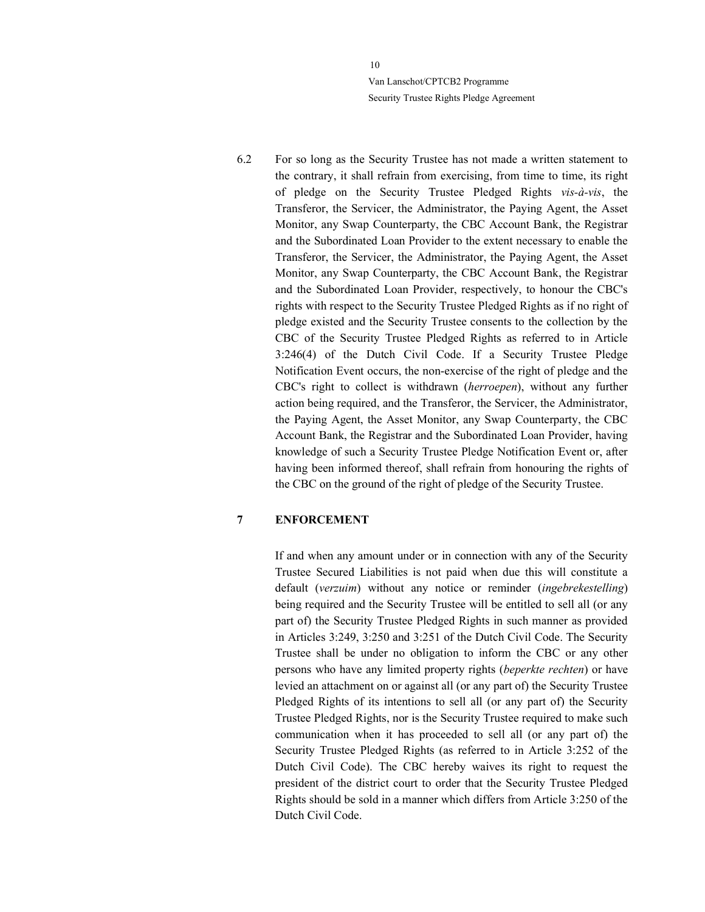6.2 For so long as the Security Trustee has not made a written statement to the contrary, it shall refrain from exercising, from time to time, its right of pledge on the Security Trustee Pledged Rights *vis-à-vis*, the Transferor, the Servicer, the Administrator, the Paying Agent, the Asset Monitor, any Swap Counterparty, the CBC Account Bank, the Registrar and the Subordinated Loan Provider to the extent necessary to enable the Transferor, the Servicer, the Administrator, the Paying Agent, the Asset Monitor, any Swap Counterparty, the CBC Account Bank, the Registrar and the Subordinated Loan Provider, respectively, to honour the CBC's rights with respect to the Security Trustee Pledged Rights as if no right of pledge existed and the Security Trustee consents to the collection by the CBC of the Security Trustee Pledged Rights as referred to in Article 3:246(4) of the Dutch Civil Code. If a Security Trustee Pledge Notification Event occurs, the non-exercise of the right of pledge and the CBC's right to collect is withdrawn (*herroepen*), without any further action being required, and the Transferor, the Servicer, the Administrator, the Paying Agent, the Asset Monitor, any Swap Counterparty, the CBC Account Bank, the Registrar and the Subordinated Loan Provider, having knowledge of such a Security Trustee Pledge Notification Event or, after having been informed thereof, shall refrain from honouring the rights of the CBC on the ground of the right of pledge of the Security Trustee.

## 7 ENFORCEMENT

If and when any amount under or in connection with any of the Security Trustee Secured Liabilities is not paid when due this will constitute a default (*verzuim*) without any notice or reminder (*ingebrekestelling*) being required and the Security Trustee will be entitled to sell all (or any part of) the Security Trustee Pledged Rights in such manner as provided in Articles 3:249, 3:250 and 3:251 of the Dutch Civil Code. The Security Trustee shall be under no obligation to inform the CBC or any other persons who have any limited property rights (*beperkte rechten*) or have levied an attachment on or against all (or any part of) the Security Trustee Pledged Rights of its intentions to sell all (or any part of) the Security Trustee Pledged Rights, nor is the Security Trustee required to make such communication when it has proceeded to sell all (or any part of) the Security Trustee Pledged Rights (as referred to in Article 3:252 of the Dutch Civil Code). The CBC hereby waives its right to request the president of the district court to order that the Security Trustee Pledged Rights should be sold in a manner which differs from Article 3:250 of the Dutch Civil Code.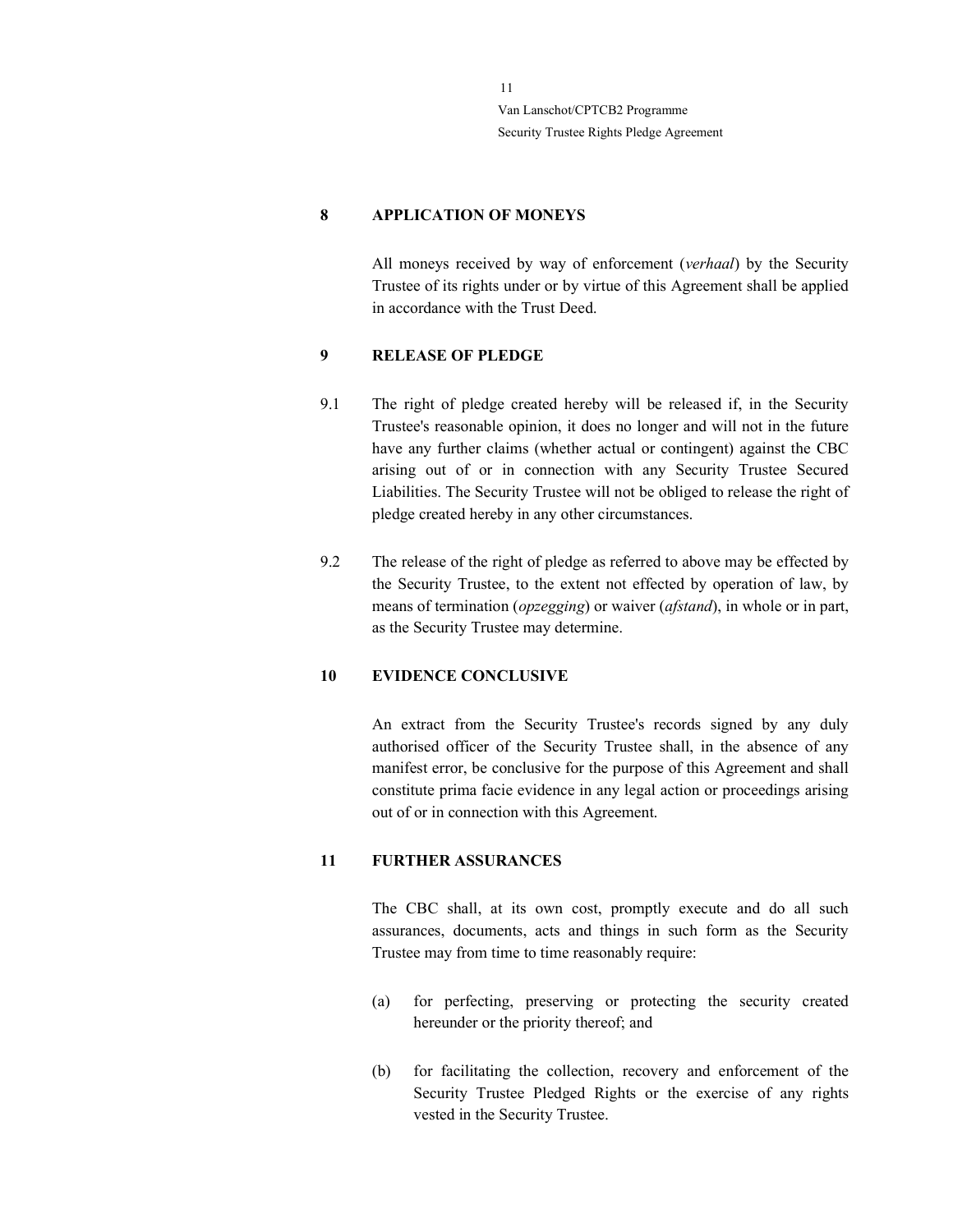## 8 APPLICATION OF MONEYS

All moneys received by way of enforcement (*verhaal*) by the Security Trustee of its rights under or by virtue of this Agreement shall be applied in accordance with the Trust Deed.

## 9 RELEASE OF PLEDGE

9.1 The right of pledge created hereby will be released if, in the Security Trustee's reasonable opinion, it does no longer and will not in the future have any further claims (whether actual or contingent) against the CBC arising out of or in connection with any Security Trustee Secured Liabilities. The Security Trustee will not be obliged to release the right of pledge created hereby in any other circumstances.

9.2 The release of the right of pledge as referred to above may be effected by the Security Trustee, to the extent not effected by operation of law, by means of termination (*opzegging*) or waiver (*afstand*), in whole or in part, as the Security Trustee may determine.

## 10 EVIDENCE CONCLUSIVE

An extract from the Security Trustee's records signed by any duly authorised officer of the Security Trustee shall, in the absence of any manifest error, be conclusive for the purpose of this Agreement and shall constitute prima facie evidence in any legal action or proceedings arising out of or in connection with this Agreement.

## 11 FURTHER ASSURANCES

The CBC shall, at its own cost, promptly execute and do all such assurances, documents, acts and things in such form as the Security Trustee may from time to time reasonably require:

(a) for perfecting, preserving or protecting the security created hereunder or the priority thereof; and

(b) for facilitating the collection, recovery and enforcement of the Security Trustee Pledged Rights or the exercise of any rights vested in the Security Trustee.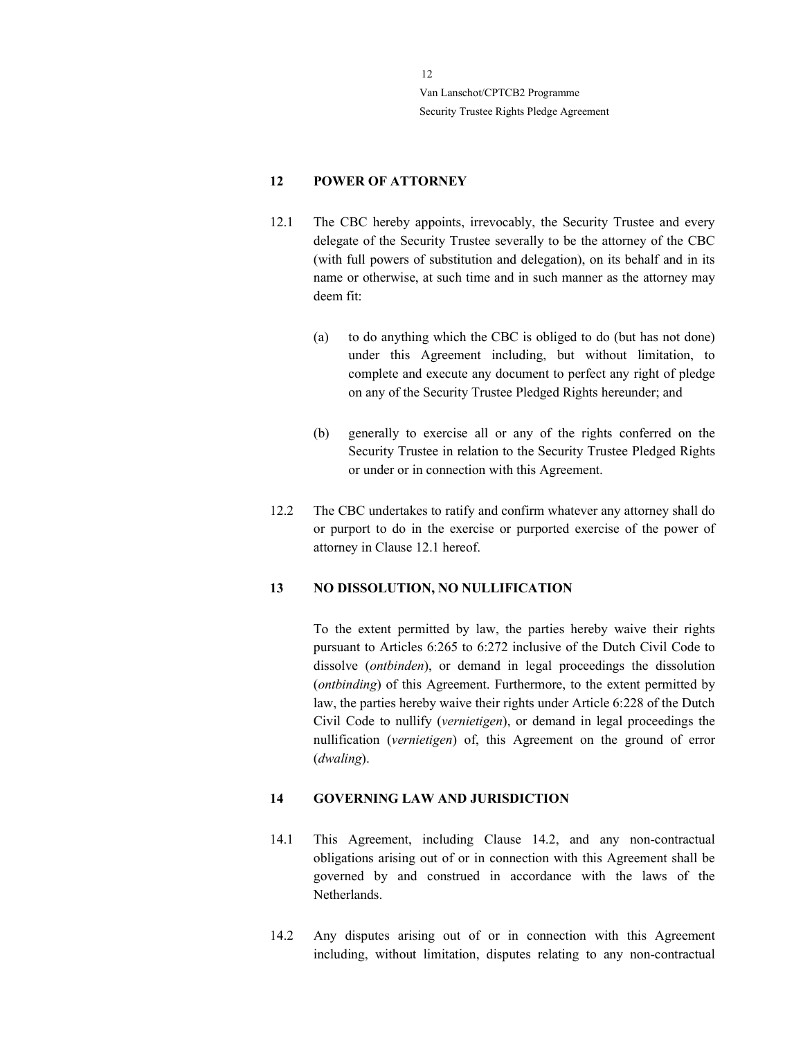## 12 POWER OF ATTORNEY

12.1 The CBC hereby appoints, irrevocably, the Security Trustee and every delegate of the Security Trustee severally to be the attorney of the CBC (with full powers of substitution and delegation), on its behalf and in its name or otherwise, at such time and in such manner as the attorney may deem fit:

(a) to do anything which the CBC is obliged to do (but has not done) under this Agreement including, but without limitation, to complete and execute any document to perfect any right of pledge on any of the Security Trustee Pledged Rights hereunder; and

(b) generally to exercise all or any of the rights conferred on the Security Trustee in relation to the Security Trustee Pledged Rights or under or in connection with this Agreement.

12.2 The CBC undertakes to ratify and confirm whatever any attorney shall do or purport to do in the exercise or purported exercise of the power of attorney in Clause 12.1 hereof.

## 13 NO DISSOLUTION, NO NULLIFICATION

To the extent permitted by law, the parties hereby waive their rights pursuant to Articles 6:265 to 6:272 inclusive of the Dutch Civil Code to dissolve (*ontbinden*), or demand in legal proceedings the dissolution (*ontbinding*) of this Agreement. Furthermore, to the extent permitted by law, the parties hereby waive their rights under Article 6:228 of the Dutch Civil Code to nullify (*vernietigen*), or demand in legal proceedings the nullification (*vernietigen*) of, this Agreement on the ground of error (*dwaling*).

## 14 GOVERNING LAW AND JURISDICTION

14.1 This Agreement, including Clause 14.2, and any non-contractual obligations arising out of or in connection with this Agreement shall be governed by and construed in accordance with the laws of the Netherlands.

14.2 Any disputes arising out of or in connection with this Agreement including, without limitation, disputes relating to any non-contractual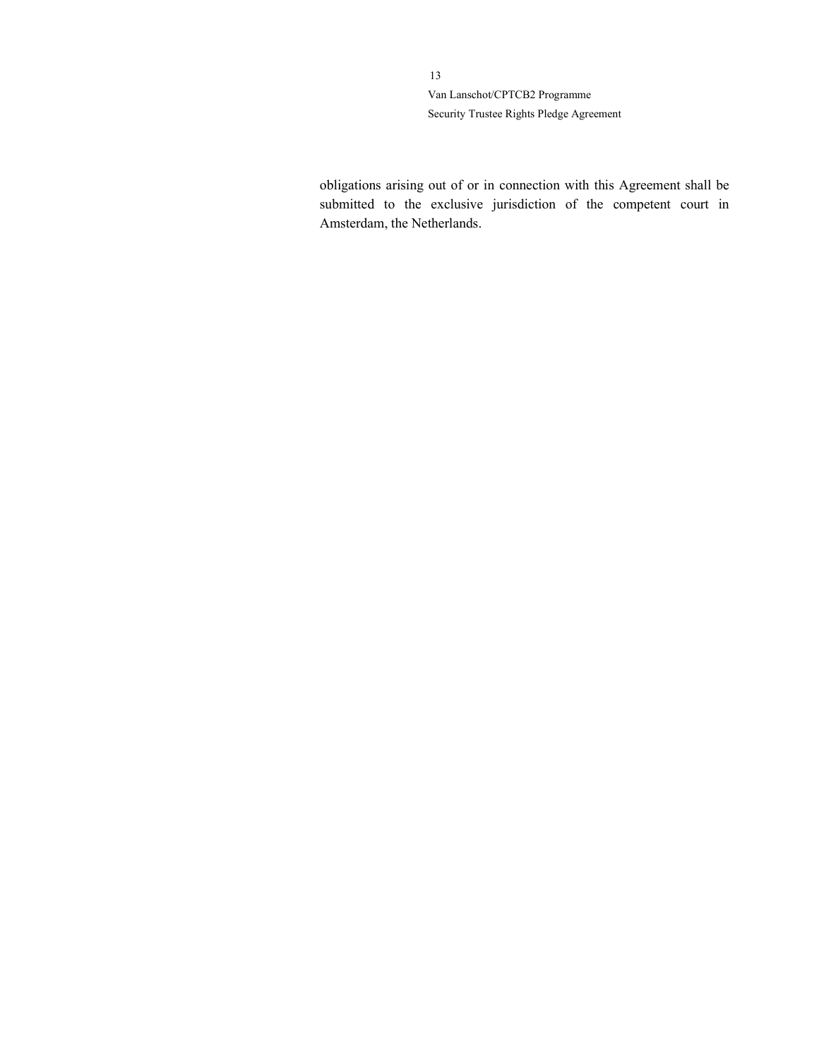obligations arising out of or in connection with this Agreement shall be submitted to the exclusive jurisdiction of the competent court in Amsterdam, the Netherlands.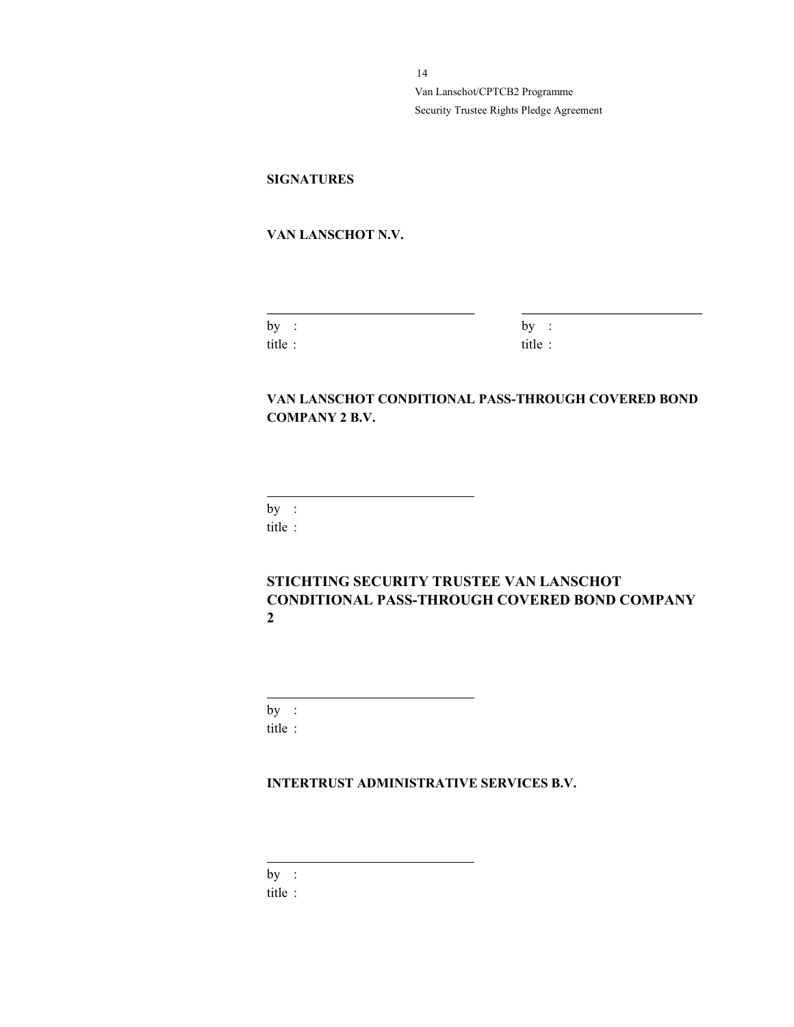**SIGNATURES**

**VAN LANSCHOT N.V.**

\_\_\_\_\_\_\_\_\_\_\_\_\_\_\_\_\_\_\_\_\_\_\_\_\_\_\_\_\_\_

by :
title :

\_\_\_\_\_\_\_\_\_\_\_\_\_\_\_\_\_\_\_\_\_\_\_\_\_\_\_\_\_\_

by :
title :

**VAN LANSCHOT CONDITIONAL PASS-THROUGH COVERED BOND COMPANY 2 B.V.**

\_\_\_\_\_\_\_\_\_\_\_\_\_\_\_\_\_\_\_\_\_\_\_\_\_\_\_\_\_\_

by :
title :

**STICHTING SECURITY TRUSTEE VAN LANSCHOT CONDITIONAL PASS-THROUGH COVERED BOND COMPANY 2**

\_\_\_\_\_\_\_\_\_\_\_\_\_\_\_\_\_\_\_\_\_\_\_\_\_\_\_\_\_\_

by :
title :

**INTERTRUST ADMINISTRATIVE SERVICES B.V.**

\_\_\_\_\_\_\_\_\_\_\_\_\_\_\_\_\_\_\_\_\_\_\_\_\_\_\_\_\_\_

by :
title :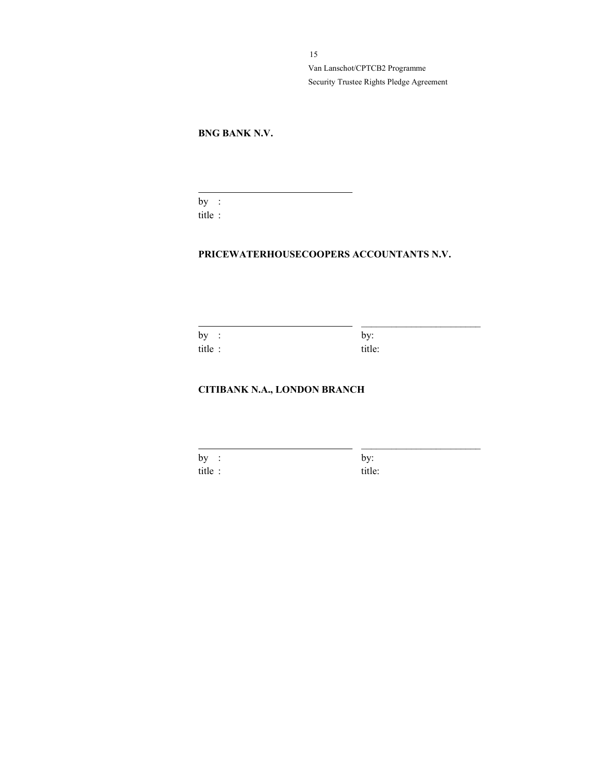**BNG BANK N.V.**

\_\_\_\_\_\_\_\_\_\_\_\_\_\_\_\_\_\_\_\_\_\_\_\_\_\_\_\_\_\_

by :
title :

**PRICEWATERHOUSECOOPERS ACCOUNTANTS N.V.**

\_\_\_\_\_\_\_\_\_\_\_\_\_\_\_\_\_\_\_\_\_\_\_\_\_\_\_\_\_\_ \_\_\_\_\_\_\_\_\_\_\_\_\_\_\_\_\_\_\_\_\_\_\_\_\_\_\_\_\_\_

by : by:
title : title:

**CITIBANK N.A., LONDON BRANCH**

\_\_\_\_\_\_\_\_\_\_\_\_\_\_\_\_\_\_\_\_\_\_\_\_\_\_\_\_\_\_ \_\_\_\_\_\_\_\_\_\_\_\_\_\_\_\_\_\_\_\_\_\_\_\_\_\_\_\_\_\_

by : by:
title : title: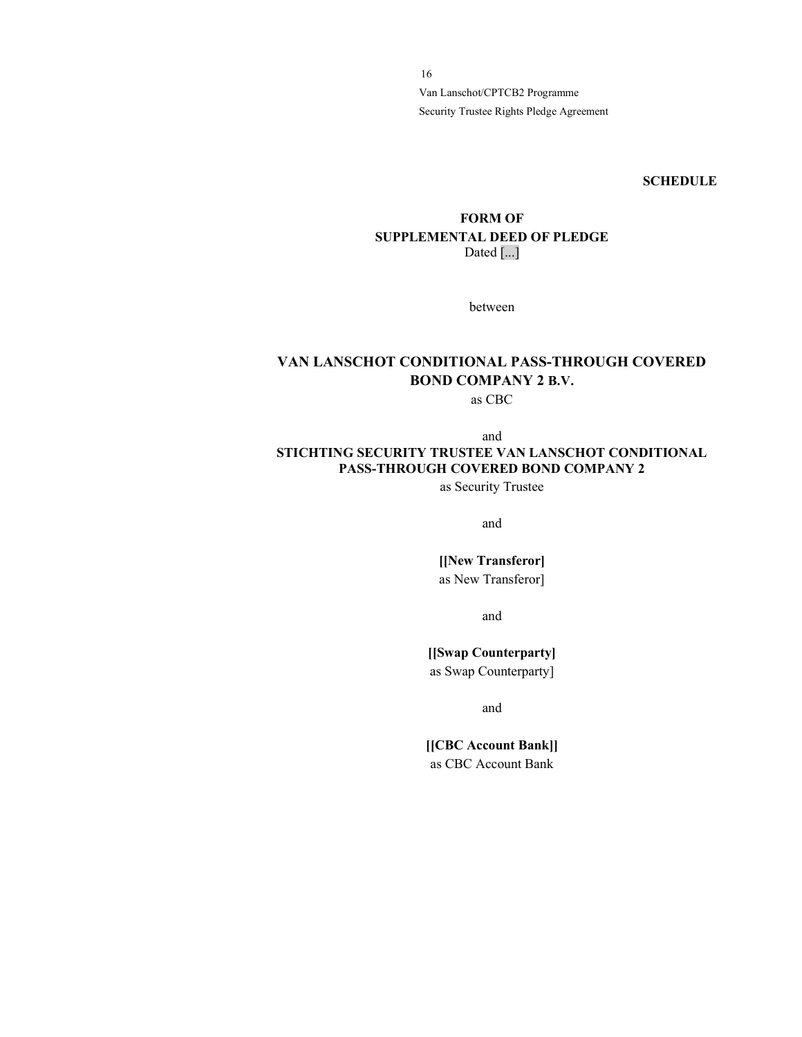**SCHEDULE**

**FORM OF**
**SUPPLEMENTAL DEED OF PLEDGE**
Dated [...]

between

**VAN LANSCHOT CONDITIONAL PASS-THROUGH COVERED BOND COMPANY 2 B.V.**
as CBC

and

**STICHTING SECURITY TRUSTEE VAN LANSCHOT CONDITIONAL PASS-THROUGH COVERED BOND COMPANY 2**
as Security Trustee

and

**[[New Transferor]**
as New Transferor]

and

**[[Swap Counterparty]**
as Swap Counterparty]

and

**[[CBC Account Bank]]**
as CBC Account Bank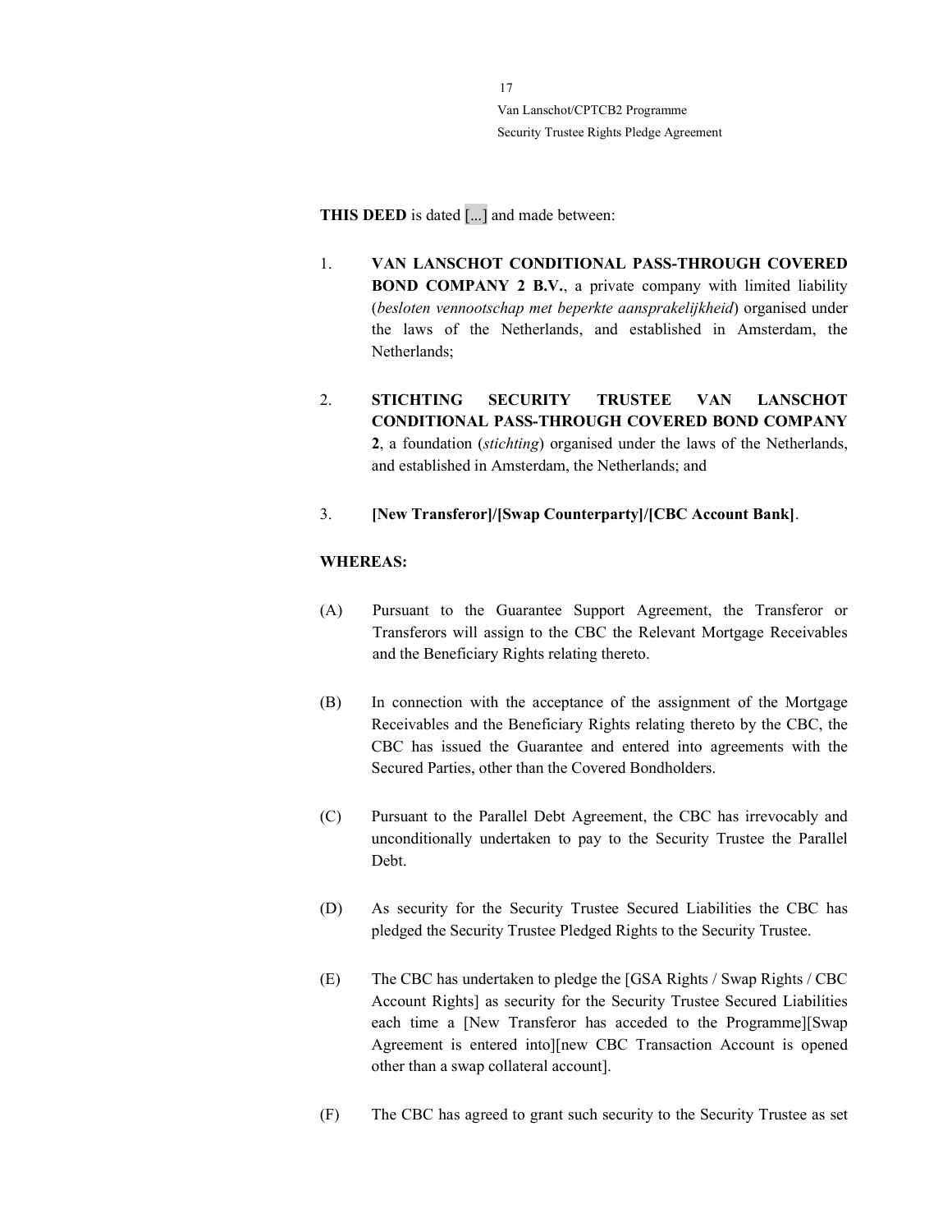**THIS DEED** is dated [...] and made between:

1. **VAN LANSCHOT CONDITIONAL PASS-THROUGH COVERED BOND COMPANY 2 B.V.**, a private company with limited liability (*besloten vennootschap met beperkte aansprakelijkheid*) organised under the laws of the Netherlands, and established in Amsterdam, the Netherlands;

2. **STICHTING SECURITY TRUSTEE VAN LANSCHOT CONDITIONAL PASS-THROUGH COVERED BOND COMPANY 2**, a foundation (*stichting*) organised under the laws of the Netherlands, and established in Amsterdam, the Netherlands; and

3. **[New Transferor]/[Swap Counterparty]/[CBC Account Bank]**.

**WHEREAS:**

(A) Pursuant to the Guarantee Support Agreement, the Transferor or Transferors will assign to the CBC the Relevant Mortgage Receivables and the Beneficiary Rights relating thereto.

(B) In connection with the acceptance of the assignment of the Mortgage Receivables and the Beneficiary Rights relating thereto by the CBC, the CBC has issued the Guarantee and entered into agreements with the Secured Parties, other than the Covered Bondholders.

(C) Pursuant to the Parallel Debt Agreement, the CBC has irrevocably and unconditionally undertaken to pay to the Security Trustee the Parallel Debt.

(D) As security for the Security Trustee Secured Liabilities the CBC has pledged the Security Trustee Pledged Rights to the Security Trustee.

(E) The CBC has undertaken to pledge the [GSA Rights / Swap Rights / CBC Account Rights] as security for the Security Trustee Secured Liabilities each time a [New Transferor has acceded to the Programme][Swap Agreement is entered into][new CBC Transaction Account is opened other than a swap collateral account].

(F) The CBC has agreed to grant such security to the Security Trustee as set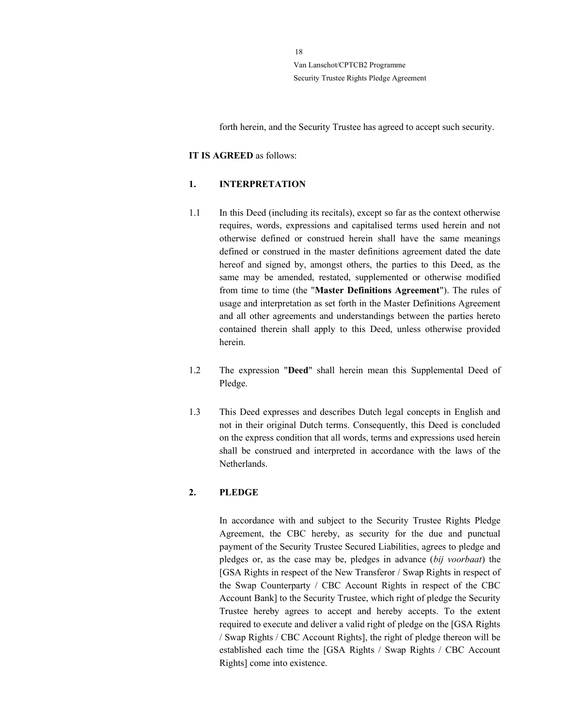forth herein, and the Security Trustee has agreed to accept such security.

**IT IS AGREED** as follows:

## 1. INTERPRETATION

1.1 In this Deed (including its recitals), except so far as the context otherwise requires, words, expressions and capitalised terms used herein and not otherwise defined or construed herein shall have the same meanings defined or construed in the master definitions agreement dated the date hereof and signed by, amongst others, the parties to this Deed, as the same may be amended, restated, supplemented or otherwise modified from time to time (the "**Master Definitions Agreement**"). The rules of usage and interpretation as set forth in the Master Definitions Agreement and all other agreements and understandings between the parties hereto contained therein shall apply to this Deed, unless otherwise provided herein.

1.2 The expression "**Deed**" shall herein mean this Supplemental Deed of Pledge.

1.3 This Deed expresses and describes Dutch legal concepts in English and not in their original Dutch terms. Consequently, this Deed is concluded on the express condition that all words, terms and expressions used herein shall be construed and interpreted in accordance with the laws of the Netherlands.

## 2. PLEDGE

In accordance with and subject to the Security Trustee Rights Pledge Agreement, the CBC hereby, as security for the due and punctual payment of the Security Trustee Secured Liabilities, agrees to pledge and pledges or, as the case may be, pledges in advance (*bij voorbaat*) the [GSA Rights in respect of the New Transferor / Swap Rights in respect of the Swap Counterparty / CBC Account Rights in respect of the CBC Account Bank] to the Security Trustee, which right of pledge the Security Trustee hereby agrees to accept and hereby accepts. To the extent required to execute and deliver a valid right of pledge on the [GSA Rights / Swap Rights / CBC Account Rights], the right of pledge thereon will be established each time the [GSA Rights / Swap Rights / CBC Account Rights] come into existence.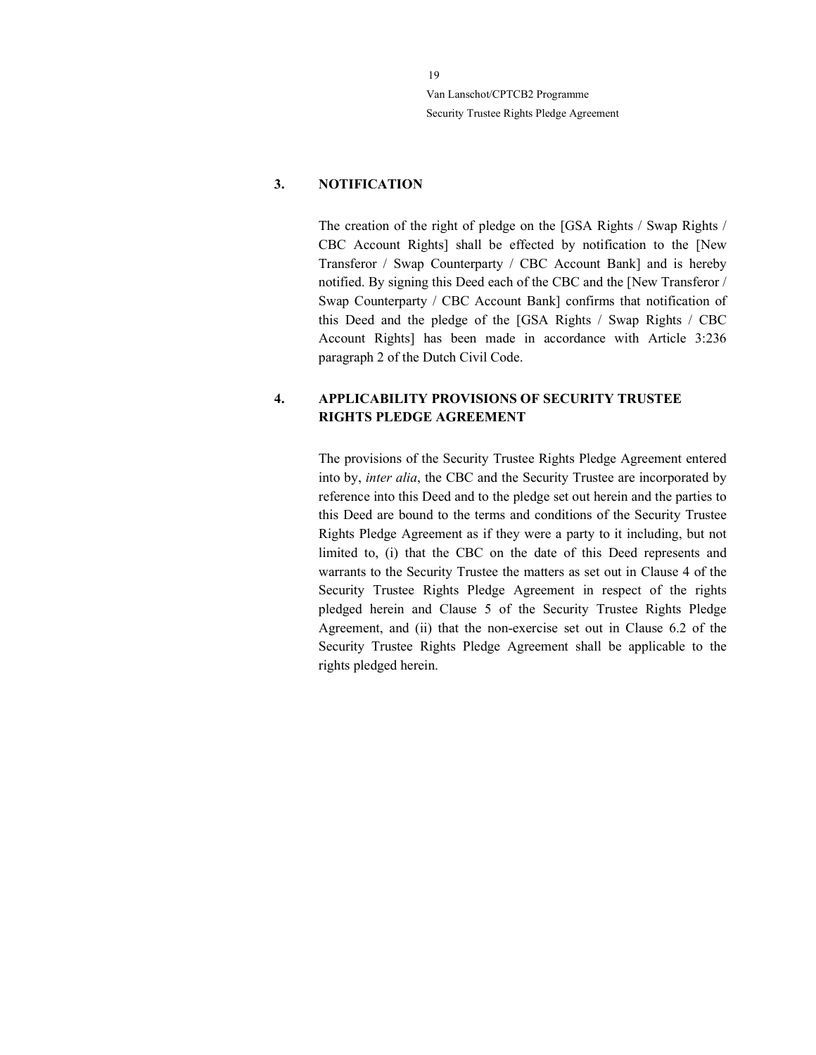## 3. NOTIFICATION

The creation of the right of pledge on the [GSA Rights / Swap Rights / CBC Account Rights] shall be effected by notification to the [New Transferor / Swap Counterparty / CBC Account Bank] and is hereby notified. By signing this Deed each of the CBC and the [New Transferor / Swap Counterparty / CBC Account Bank] confirms that notification of this Deed and the pledge of the [GSA Rights / Swap Rights / CBC Account Rights] has been made in accordance with Article 3:236 paragraph 2 of the Dutch Civil Code.

## 4. APPLICABILITY PROVISIONS OF SECURITY TRUSTEE RIGHTS PLEDGE AGREEMENT

The provisions of the Security Trustee Rights Pledge Agreement entered into by, *inter alia*, the CBC and the Security Trustee are incorporated by reference into this Deed and to the pledge set out herein and the parties to this Deed are bound to the terms and conditions of the Security Trustee Rights Pledge Agreement as if they were a party to it including, but not limited to, (i) that the CBC on the date of this Deed represents and warrants to the Security Trustee the matters as set out in Clause 4 of the Security Trustee Rights Pledge Agreement in respect of the rights pledged herein and Clause 5 of the Security Trustee Rights Pledge Agreement, and (ii) that the non-exercise set out in Clause 6.2 of the Security Trustee Rights Pledge Agreement shall be applicable to the rights pledged herein.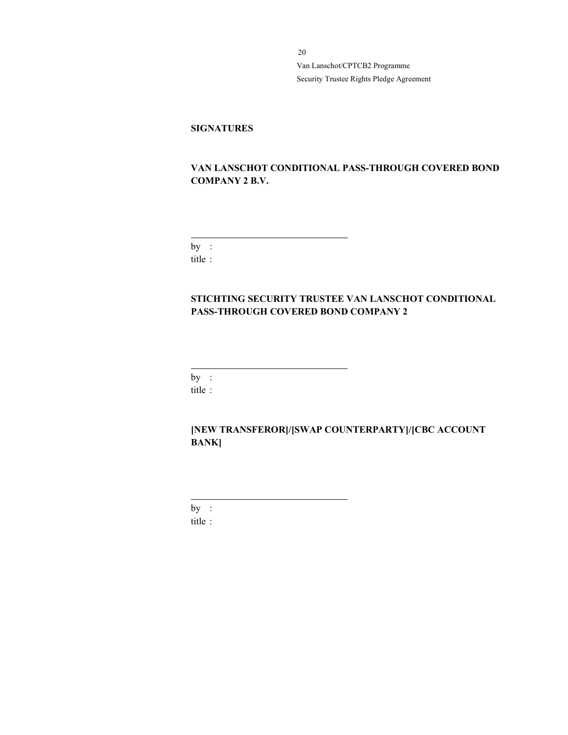**SIGNATURES**

**VAN LANSCHOT CONDITIONAL PASS-THROUGH COVERED BOND COMPANY 2 B.V.**

\_\_\_\_\_\_\_\_\_\_\_\_\_\_\_\_\_\_\_\_\_\_\_\_\_\_\_\_\_\_\_\_

by :
title :

**STICHTING SECURITY TRUSTEE VAN LANSCHOT CONDITIONAL PASS-THROUGH COVERED BOND COMPANY 2**

\_\_\_\_\_\_\_\_\_\_\_\_\_\_\_\_\_\_\_\_\_\_\_\_\_\_\_\_\_\_\_\_

by :
title :

**[NEW TRANSFEROR]/[SWAP COUNTERPARTY]/[CBC ACCOUNT BANK]**

\_\_\_\_\_\_\_\_\_\_\_\_\_\_\_\_\_\_\_\_\_\_\_\_\_\_\_\_\_\_\_\_

by :
title :